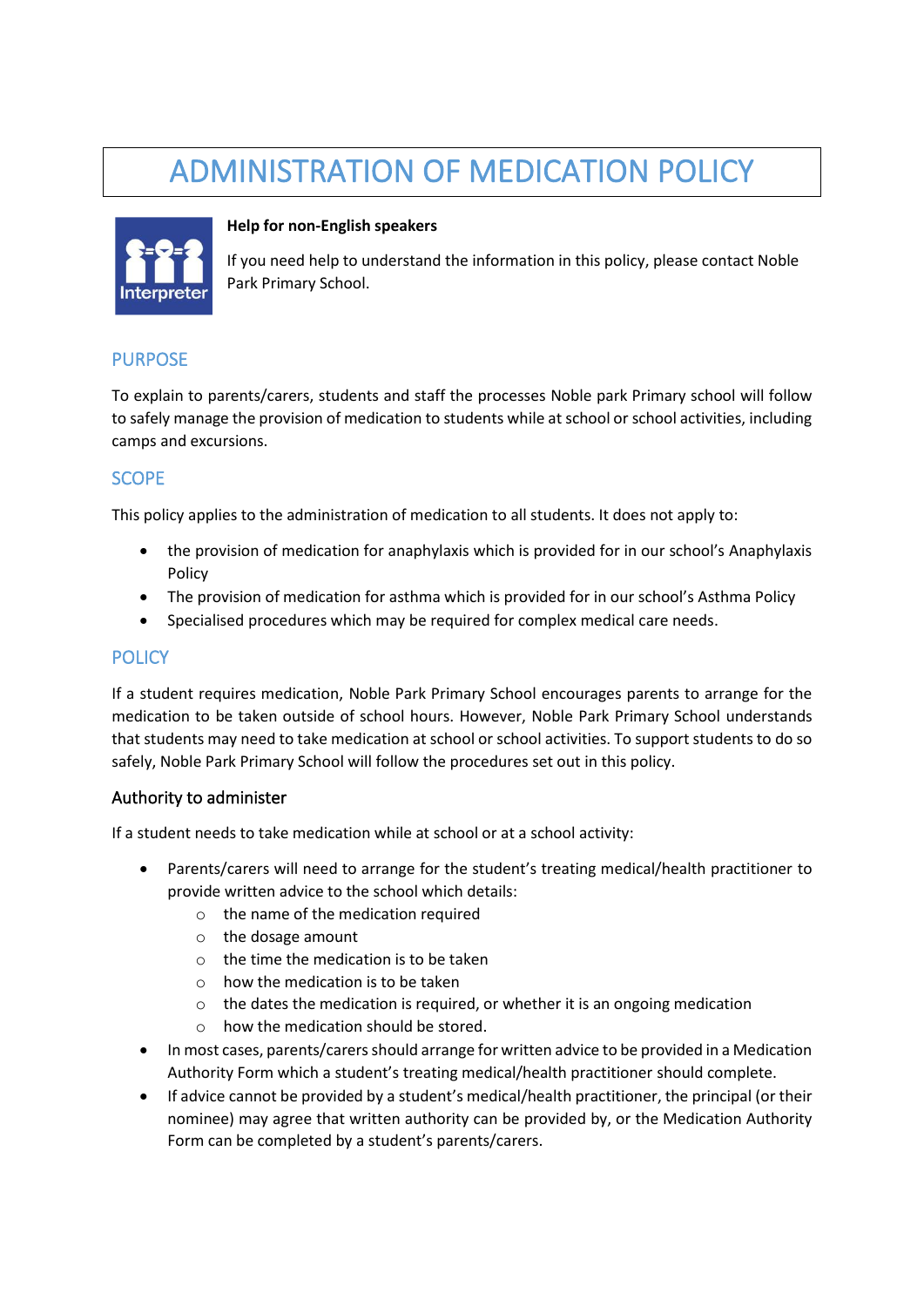# ADMINISTRATION OF MEDICATION POLICY

**Help for non-English speakers**

If you need help to understand the information in this policy, please contact Noble Park Primary School.

## PURPOSE

To explain to parents/carers, students and staff the processes Noble park Primary school will follow to safely manage the provision of medication to students while at school or school activities, including camps and excursions.

## SCOPE

This policy applies to the administration of medication to all students. It does not apply to:

- the provision of medication for anaphylaxis which is provided for in our school's Anaphylaxis Policy
- The provision of medication for asthma which is provided for in our school's Asthma Policy
- Specialised procedures which may be required for complex medical care needs.

## POLICY

If a student requires medication, Noble Park Primary School encourages parents to arrange for the medication to be taken outside of school hours. However, Noble Park Primary School understands that students may need to take medication at school or school activities. To support students to do so safely, Noble Park Primary School will follow the procedures set out in this policy.

### Authority to administer

If a student needs to take medication while at school or at a school activity:

- Parents/carers will need to arrange for the student's treating medical/health practitioner to provide written advice to the school which details:
  - the name of the medication required
  - the dosage amount
  - the time the medication is to be taken
  - how the medication is to be taken
  - the dates the medication is required, or whether it is an ongoing medication
  - how the medication should be stored.
- In most cases, parents/carers should arrange for written advice to be provided in a Medication Authority Form which a student's treating medical/health practitioner should complete.
- If advice cannot be provided by a student's medical/health practitioner, the principal (or their nominee) may agree that written authority can be provided by, or the Medication Authority Form can be completed by a student's parents/carers.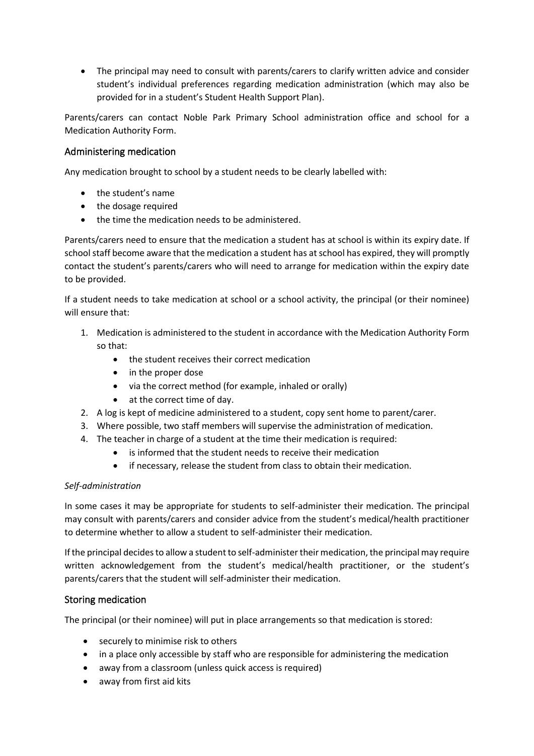- The principal may need to consult with parents/carers to clarify written advice and consider student's individual preferences regarding medication administration (which may also be provided for in a student's Student Health Support Plan).

Parents/carers can contact Noble Park Primary School administration office and school for a Medication Authority Form.

## Administering medication

Any medication brought to school by a student needs to be clearly labelled with:

- the student's name
- the dosage required
- the time the medication needs to be administered.

Parents/carers need to ensure that the medication a student has at school is within its expiry date. If school staff become aware that the medication a student has at school has expired, they will promptly contact the student's parents/carers who will need to arrange for medication within the expiry date to be provided.

If a student needs to take medication at school or a school activity, the principal (or their nominee) will ensure that:

1. Medication is administered to the student in accordance with the Medication Authority Form so that:
    - the student receives their correct medication
    - in the proper dose
    - via the correct method (for example, inhaled or orally)
    - at the correct time of day.
2. A log is kept of medicine administered to a student, copy sent home to parent/carer.
3. Where possible, two staff members will supervise the administration of medication.
4. The teacher in charge of a student at the time their medication is required:
    - is informed that the student needs to receive their medication
    - if necessary, release the student from class to obtain their medication.

*Self-administration*

In some cases it may be appropriate for students to self-administer their medication. The principal may consult with parents/carers and consider advice from the student's medical/health practitioner to determine whether to allow a student to self-administer their medication.

If the principal decides to allow a student to self-administer their medication, the principal may require written acknowledgement from the student's medical/health practitioner, or the student's parents/carers that the student will self-administer their medication.

## Storing medication

The principal (or their nominee) will put in place arrangements so that medication is stored:

- securely to minimise risk to others
- in a place only accessible by staff who are responsible for administering the medication
- away from a classroom (unless quick access is required)
- away from first aid kits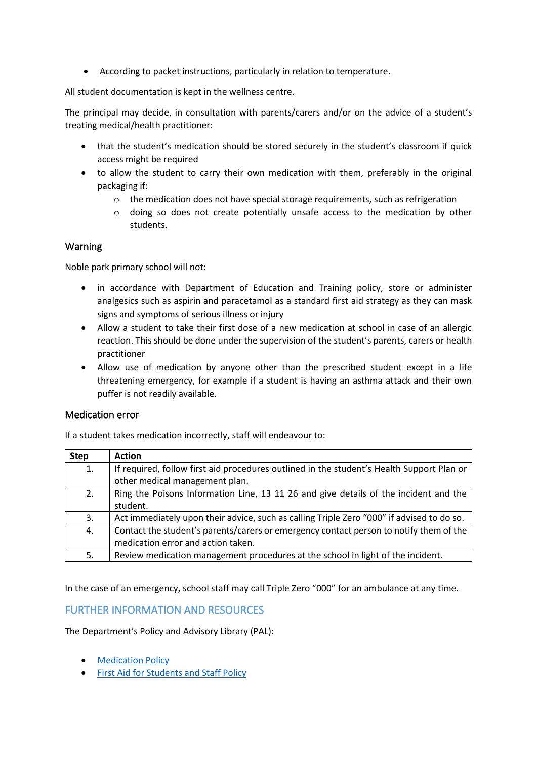- According to packet instructions, particularly in relation to temperature.

All student documentation is kept in the wellness centre.

The principal may decide, in consultation with parents/carers and/or on the advice of a student's treating medical/health practitioner:

- that the student's medication should be stored securely in the student's classroom if quick access might be required
- to allow the student to carry their own medication with them, preferably in the original packaging if:
  - the medication does not have special storage requirements, such as refrigeration
  - doing so does not create potentially unsafe access to the medication by other students.

### Warning

Noble park primary school will not:

- in accordance with Department of Education and Training policy, store or administer analgesics such as aspirin and paracetamol as a standard first aid strategy as they can mask signs and symptoms of serious illness or injury
- Allow a student to take their first dose of a new medication at school in case of an allergic reaction. This should be done under the supervision of the student's parents, carers or health practitioner
- Allow use of medication by anyone other than the prescribed student except in a life threatening emergency, for example if a student is having an asthma attack and their own puffer is not readily available.

### Medication error

If a student takes medication incorrectly, staff will endeavour to:

| Step | Action |
|---|---|
| 1. | If required, follow first aid procedures outlined in the student's Health Support Plan or other medical management plan. |
| 2. | Ring the Poisons Information Line, 13 11 26 and give details of the incident and the student. |
| 3. | Act immediately upon their advice, such as calling Triple Zero "000" if advised to do so. |
| 4. | Contact the student's parents/carers or emergency contact person to notify them of the medication error and action taken. |
| 5. | Review medication management procedures at the school in light of the incident. |

In the case of an emergency, school staff may call Triple Zero "000" for an ambulance at any time.

## FURTHER INFORMATION AND RESOURCES

The Department's Policy and Advisory Library (PAL):

- Medication Policy
- First Aid for Students and Staff Policy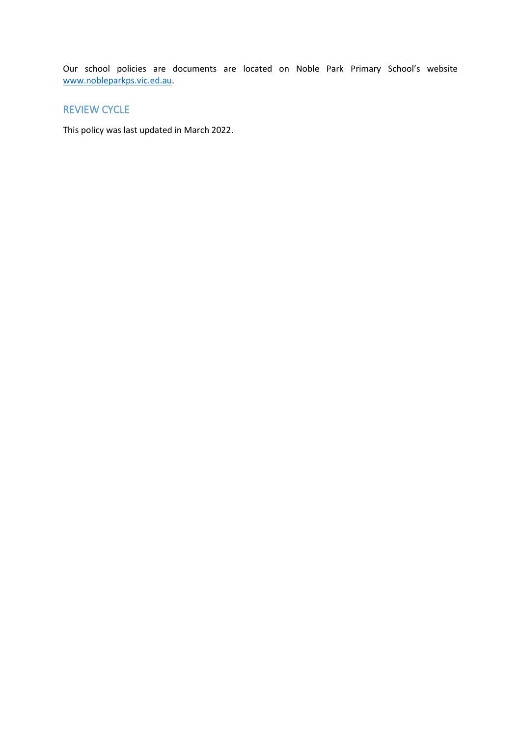Our school policies are documents are located on Noble Park Primary School's website [www.nobleparkps.vic.ed.au](http://www.nobleparkps.vic.ed.au).

## REVIEW CYCLE

This policy was last updated in March 2022.